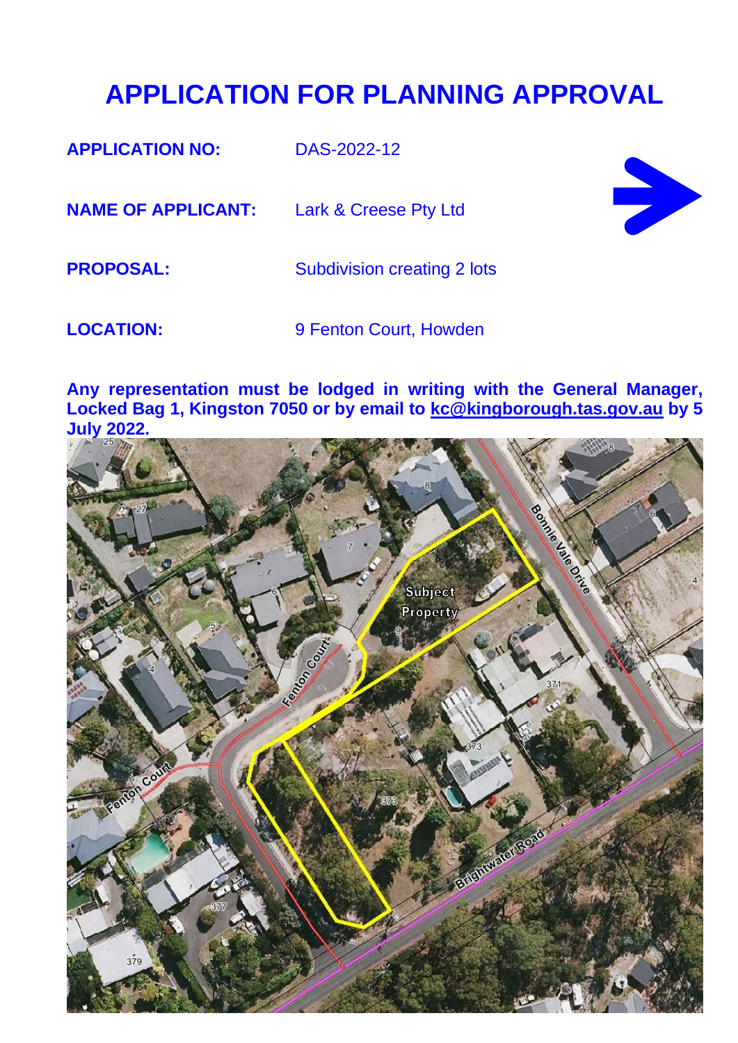# APPLICATION FOR PLANNING APPROVAL

**APPLICATION NO:** DAS-2022-12

**NAME OF APPLICANT:** Lark & Creese Pty Ltd

**PROPOSAL:** Subdivision creating 2 lots

**LOCATION:** 9 Fenton Court, Howden

**Any representation must be lodged in writing with the General Manager, Locked Bag 1, Kingston 7050 or by email to kc@kingborough.tas.gov.au by 5 July 2022.**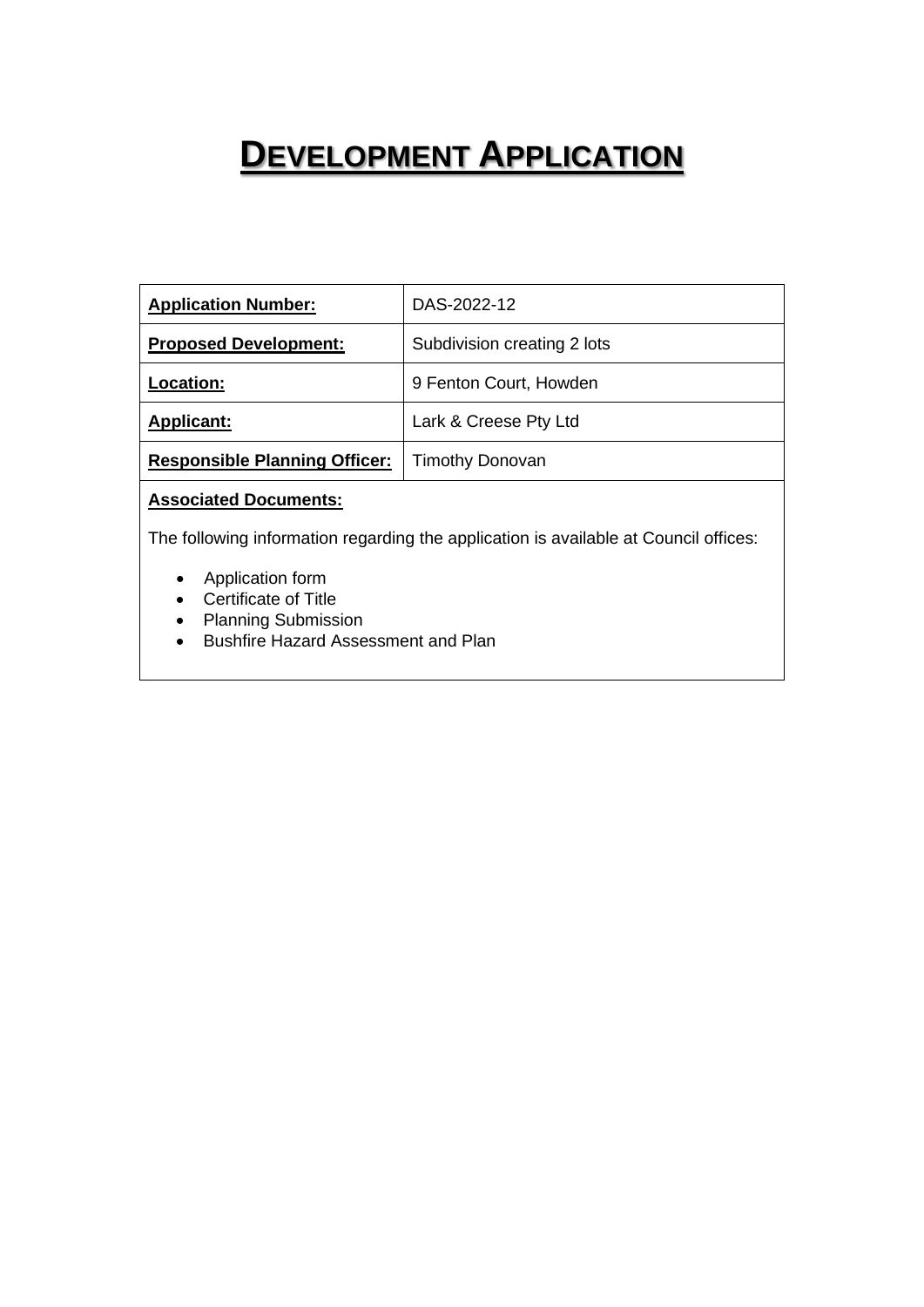# DEVELOPMENT APPLICATION

| **Application Number:** | DAS-2022-12 |
| --- | --- |
| **Proposed Development:** | Subdivision creating 2 lots |
| **Location:** | 9 Fenton Court, Howden |
| **Applicant:** | Lark & Creese Pty Ltd |
| **Responsible Planning Officer:** | Timothy Donovan |

**Associated Documents:**

The following information regarding the application is available at Council offices:

- Application form
- Certificate of Title
- Planning Submission
- Bushfire Hazard Assessment and Plan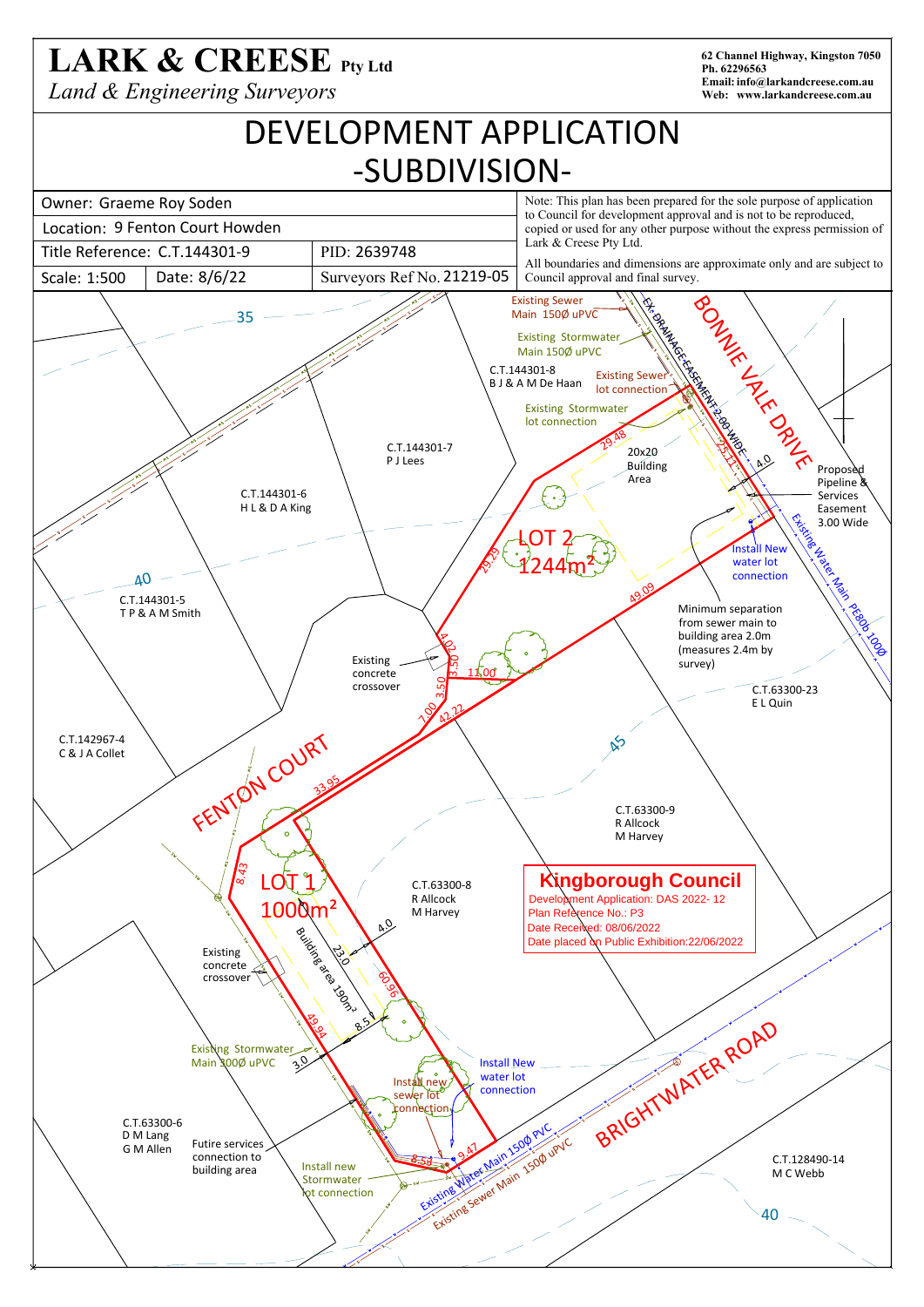# LARK & CREESE Pty Ltd

*Land & Engineering Surveyors*

62 Channel Highway, Kingston 7050
Ph. 62296563
Email: info@larkandcreese.com.au
Web: www.larkandcreese.com.au

# DEVELOPMENT APPLICATION -SUBDIVISION-

| Owner: Graeme Roy Soden | | |
|---|---|---|
| Location: 9 Fenton Court Howden | | |
| Title Reference: C.T.144301-9 | | PID: 2639748 |
| Scale: 1:500 | Date: 8/6/22 | Surveyors Ref No. 21219-05 |

Note: This plan has been prepared for the sole purpose of application to Council for development approval and is not to be reproduced, copied or used for any other purpose without the express permission of Lark & Creese Pty Ltd.

All boundaries and dimensions are approximate only and are subject to Council approval and final survey.

35

40

45

40

BONNIE VALE DRIVE

FENTON COURT

BRIGHTWATER ROAD

Existing Sewer Main 150Ø uPVC

Existing Stormwater Main 150Ø uPVC

EX. DRAINAGE EASEMENT 2.00 WIDE

C.T.144301-8
B J & A M De Haan

Existing Sewer lot connection

Existing Stormwater lot connection

C.T.144301-7
P J Lees

C.T.144301-6
H L & D A King

C.T.144301-5
T P & A M Smith

C.T.142967-4
C & J A Collet

20x20 Building Area

LOT 2
1244m²

29.48

25.11

4.0

29.29

49.09

4.02

3.50

3.50

11.00

7.00

42.22

33.95

Proposed Pipeline & Services Easement 3.00 Wide

Existing Water Main PE80b 100Ø

Install New water lot connection

Minimum separation from sewer main to building area 2.0m (measures 2.4m by survey)

C.T.63300-23
E L Quin

Existing concrete crossover

C.T.63300-9
R Allcock
M Harvey

C.T.63300-8
R Allcock
M Harvey

LOT 1
1000m²

8.43

4.0

23.0

Building area 190m²

60.96

8.5

49.94

3.0

Existing concrete crossover

Existing Stormwater Main 300Ø uPVC

Install New water lot connection

Install new sewer lot connection

8.58

9.47

C.T.63300-6
D M Lang
G M Allen

Future services connection to building area

Install new Stormwater lot connection

Existing Water Main 150Ø PVC

Existing Sewer Main 150Ø uPVC

C.T.128490-14
M C Webb

**Kingborough Council**
Development Application: DAS 2022- 12
Plan Reference No.: P3
Date Received: 08/06/2022
Date placed on Public Exhibition:22/06/2022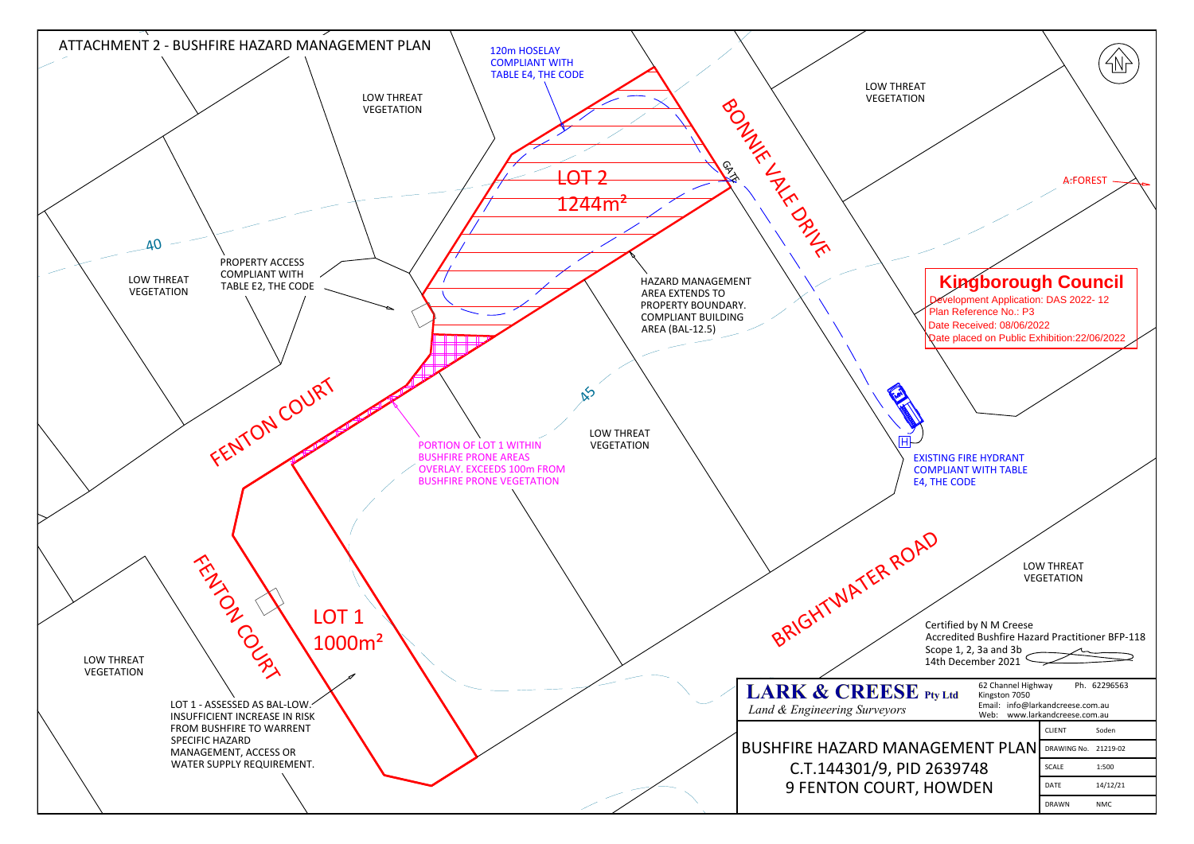# ATTACHMENT 2 - BUSHFIRE HAZARD MANAGEMENT PLAN

120m HOSELAY COMPLIANT WITH TABLE E4, THE CODE

LOW THREAT VEGETATION

LOW THREAT VEGETATION

BONNIE VALE DRIVE

GATE

LOT 2
1244m²

A:FOREST

40

PROPERTY ACCESS COMPLIANT WITH TABLE E2, THE CODE

LOW THREAT VEGETATION

HAZARD MANAGEMENT AREA EXTENDS TO PROPERTY BOUNDARY. COMPLIANT BUILDING AREA (BAL-12.5)

**Kingborough Council**
Development Application: DAS 2022- 12
Plan Reference No.: P3
Date Received: 08/06/2022
Date placed on Public Exhibition:22/06/2022

FENTON COURT

45

PORTION OF LOT 1 WITHIN BUSHFIRE PRONE AREAS OVERLAY. EXCEEDS 100m FROM BUSHFIRE PRONE VEGETATION

LOW THREAT VEGETATION

H

EXISTING FIRE HYDRANT COMPLIANT WITH TABLE E4, THE CODE

BRIGHTWATER ROAD

LOW THREAT VEGETATION

FENTON COURT

LOT 1
1000m²

LOW THREAT VEGETATION

LOT 1 - ASSESSED AS BAL-LOW. INSUFFICIENT INCREASE IN RISK FROM BUSHFIRE TO WARRENT SPECIFIC HAZARD MANAGEMENT, ACCESS OR WATER SUPPLY REQUIREMENT.

Certified by N M Creese
Accredited Bushfire Hazard Practitioner BFP-118
Scope 1, 2, 3a and 3b
14th December 2021

**LARK & CREESE Pty Ltd**
*Land & Engineering Surveyors*

62 Channel Highway
Kingston 7050
Ph. 62296563
Email: info@larkandcreese.com.au
Web: www.larkandcreese.com.au

BUSHFIRE HAZARD MANAGEMENT PLAN
C.T.144301/9, PID 2639748
9 FENTON COURT, HOWDEN

| | |
|---|---|
| CLIENT | Soden |
| DRAWING No. | 21219-02 |
| SCALE | 1:500 |
| DATE | 14/12/21 |
| DRAWN | NMC |